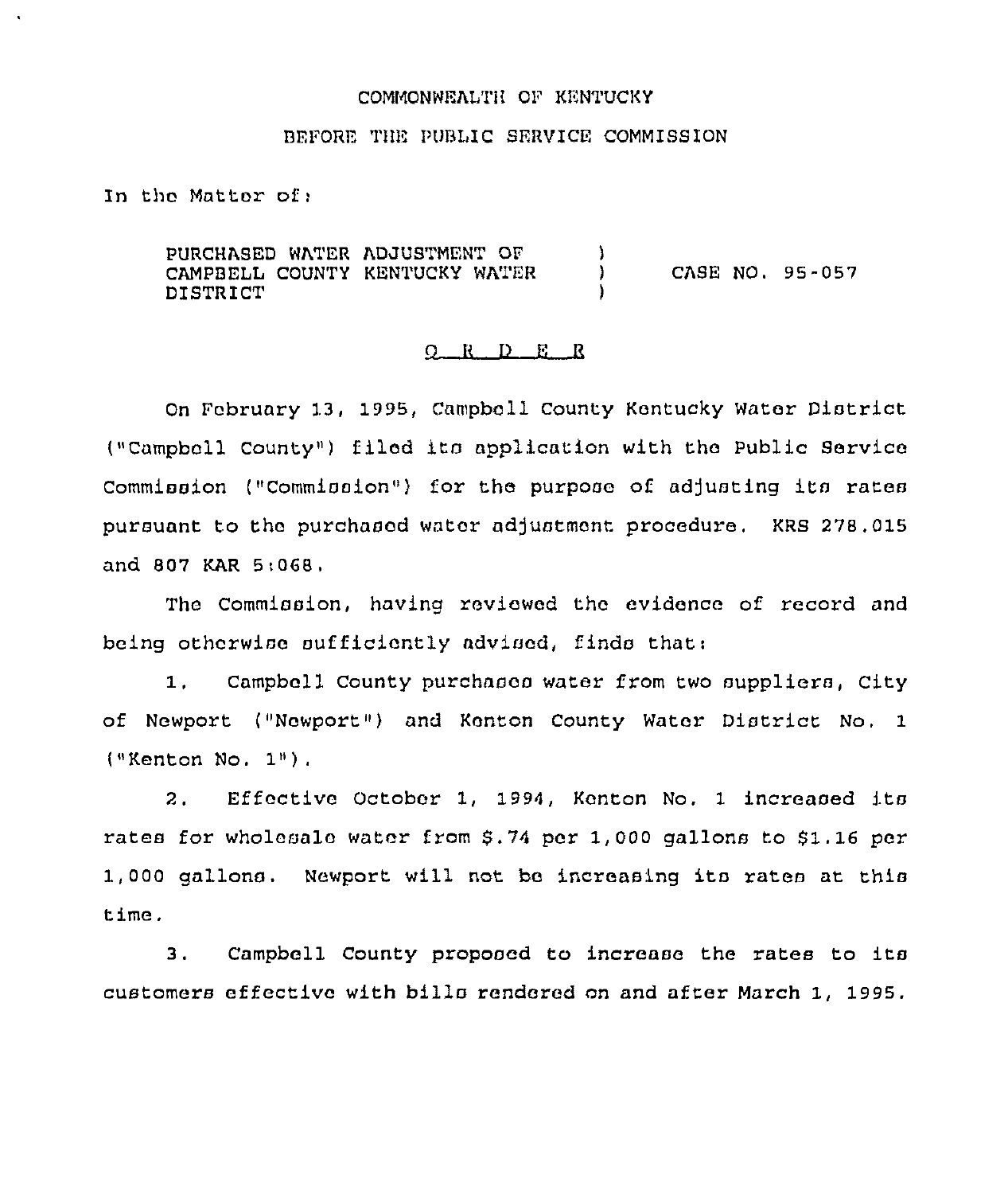COMMONWEALTH OF KENTUCKY

BEFORE THE PUBLIC SERVICE COMMISSION

In the Matter of:

PURCHASED WATER ADJUSTMENT OF CAMPBELL COUNTY KENTUCKY WATER DISTRICT ) CASE NO. 95-057

## O R D E R

On February 13, 1995, Campbell County Kentucky Water District ("Campbell County") filed its application with the Public Service Commission ("Commission") for the purpose of adjusting its rates pursuant to the purchased water adjustment procedure. KRS 278.015 and 807 KAR 5:068.

The Commission, having reviewed the evidence of record and being otherwise sufficiently advised, finds that:

1. Campbell County purchases water from two suppliers, City of Newport ("Newport") and Kenton County Water District No. 1 ("Kenton No. 1").

2. Effective October 1, 1994, Kenton No. 1 increased its rates for wholesale water from $.74 per 1,000 gallons to $1.16 per 1,000 gallons. Newport will not be increasing its rates at this time.

3. Campbell County proposed to increase the rates to its customers effective with bills rendered on and after March 1, 1995.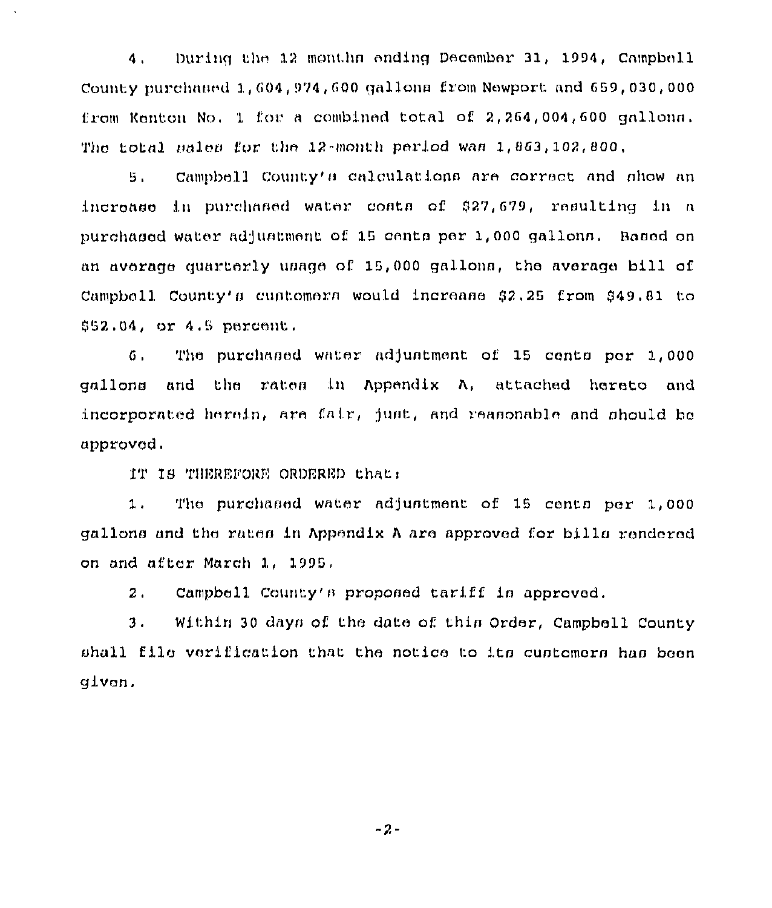4. During the 12 months ending December 31, 1994, Campbell County purchased 1,604,974,600 gallons from Newport and 659,030,000 from Kenton No. 1 for a combined total of 2,264,004,600 gallons. The total sales for the 12-month period was 1,863,102,800.

5. Campbell County's calculations are correct and show an increase in purchased water costs of $27,679, resulting in a purchased water adjustment of 15 cents per 1,000 gallons. Based on an average quarterly usage of 15,000 gallons, the average bill of Campbell County's customers would increase $2.25 from $49.81 to $52.04, or 4.5 percent.

6. The purchased water adjustment of 15 cents per 1,000 gallons and the rates in Appendix A, attached hereto and incorporated herein, are fair, just, and reasonable and should be approved.

IT IS THEREFORE ORDERED that:

1. The purchased water adjustment of 15 cents per 1,000 gallons and the rates in Appendix A are approved for bills rendered on and after March 1, 1995.

2. Campbell County's proposed tariff is approved.

3. Within 30 days of the date of this Order, Campbell County shall file verification that the notice to its customers has been given.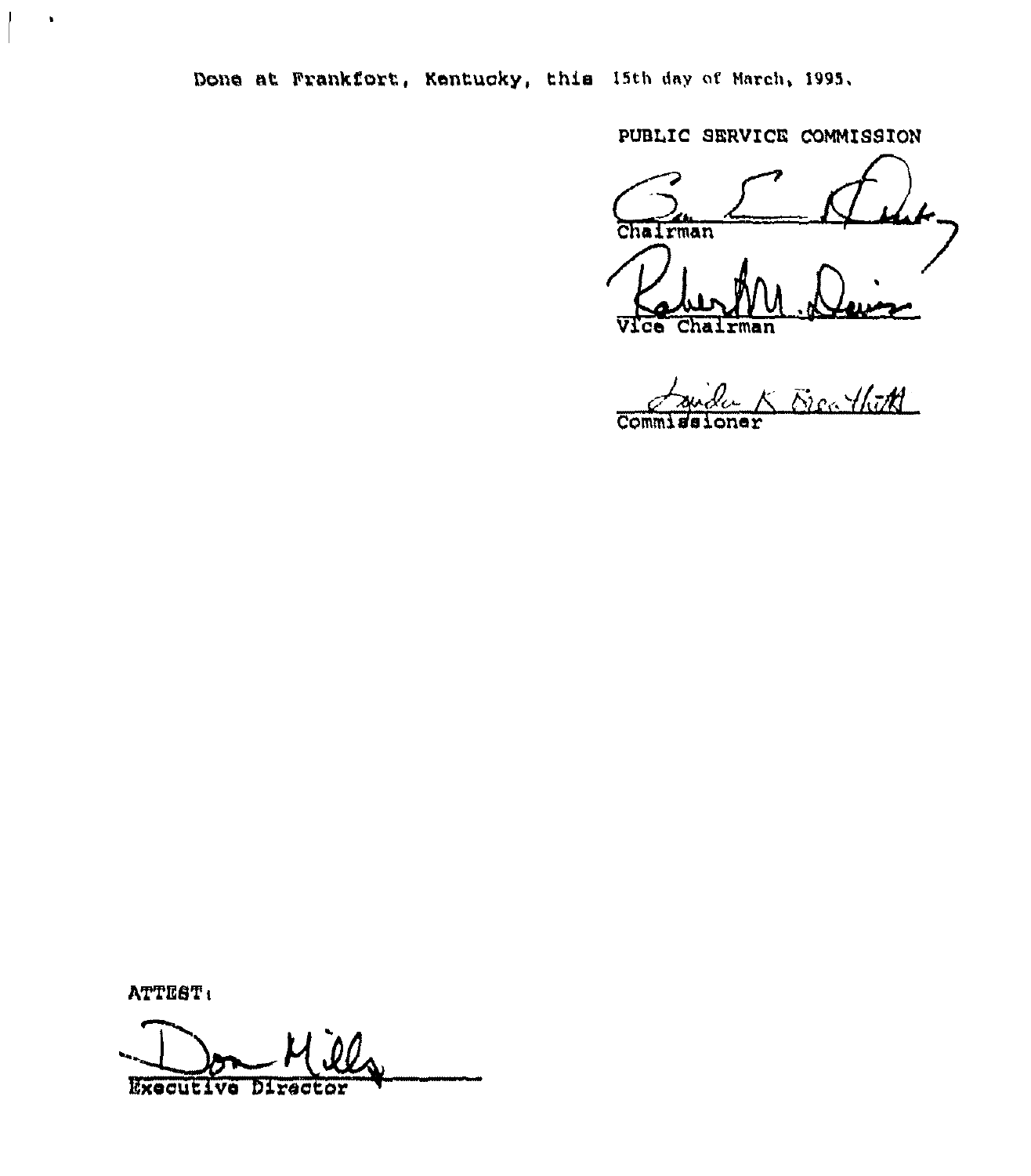Done at Frankfort, Kentucky, this 15th day of March, 1995.

PUBLIC SERVICE COMMISSION

Chairman

Vice Chairman

Commissioner

ATTEST:

Executive Director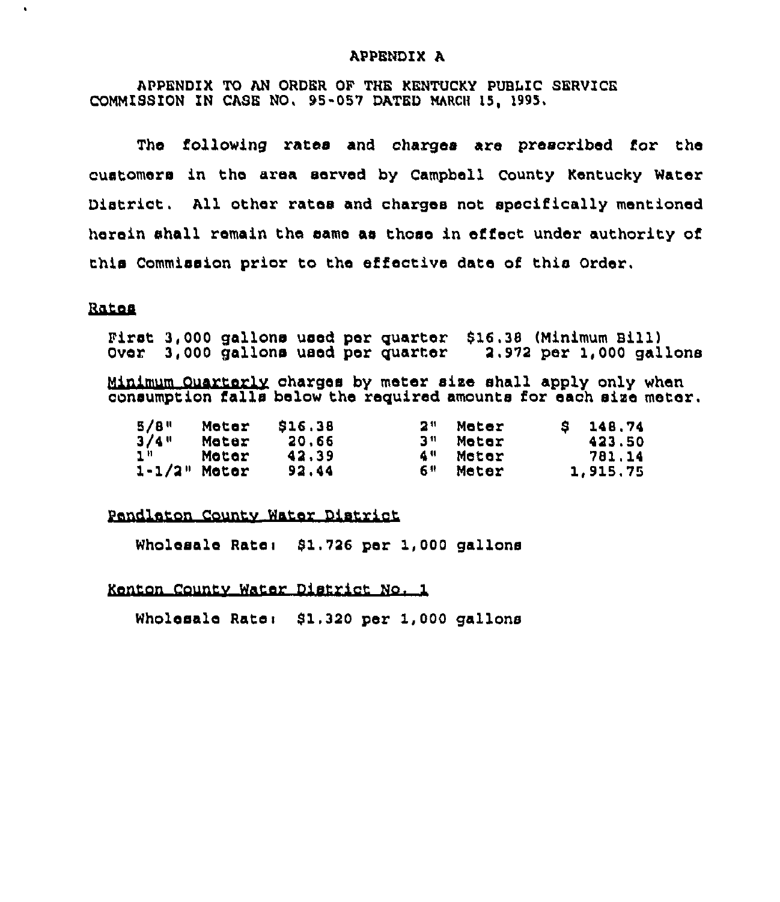APPENDIX A

APPENDIX TO AN ORDER OF THE KENTUCKY PUBLIC SERVICE COMMISSION IN CASE NO. 95-057 DATED MARCH 15, 1995.

The following rates and charges are prescribed for the customers in the area served by Campbell County Kentucky Water District. All other rates and charges not specifically mentioned herein shall remain the same as those in effect under authority of this Commission prior to the effective date of this Order.

Rates

| | |
|---|---|
| First 3,000 gallons used per quarter | $16.38 (Minimum Bill) |
| Over 3,000 gallons used per quarter | 2.972 per 1,000 gallons |

Minimum Quarterly charges by meter size shall apply only when consumption falls below the required amounts for each size meter.

| | | | |
|---|---|---|---|
| 5/8" Meter | $16.38 | 2" Meter | $ 148.74 |
| 3/4" Meter | 20.66 | 3" Meter | 423.50 |
| 1" Meter | 42.39 | 4" Meter | 781.14 |
| 1-1/2" Meter | 92.44 | 6" Meter | 1,915.75 |

Pendleton County Water District

Wholesale Rate: $1.726 per 1,000 gallons

Kenton County Water District No. 1

Wholesale Rate: $1.320 per 1,000 gallons